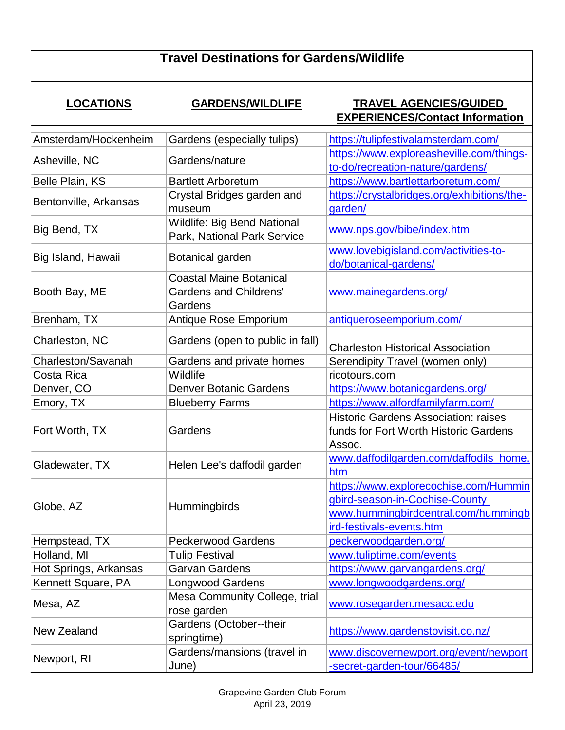# Travel Destinations for Gardens/Wildlife

| LOCATIONS | GARDENS/WILDLIFE | TRAVEL AGENCIES/GUIDED EXPERIENCES/Contact Information |
|---|---|---|
| Amsterdam/Hockenheim | Gardens (especially tulips) | https://tulipfestivalamsterdam.com/ |
| Asheville, NC | Gardens/nature | https://www.exploreasheville.com/things-to-do/recreation-nature/gardens/ |
| Belle Plain, KS | Bartlett Arboretum | https://www.bartlettarboretum.com/ |
| Bentonville, Arkansas | Crystal Bridges garden and museum | https://crystalbridges.org/exhibitions/the-garden/ |
| Big Bend, TX | Wildlife: Big Bend National Park, National Park Service | www.nps.gov/bibe/index.htm |
| Big Island, Hawaii | Botanical garden | www.lovebigisland.com/activities-to-do/botanical-gardens/ |
| Booth Bay, ME | Coastal Maine Botanical Gardens and Childrens' Gardens | www.mainegardens.org/ |
| Brenham, TX | Antique Rose Emporium | antiqueroseemporium.com/ |
| Charleston, NC | Gardens (open to public in fall) | Charleston Historical Association |
| Charleston/Savanah | Gardens and private homes | Serendipity Travel (women only) |
| Costa Rica | Wildlife | ricotours.com |
| Denver, CO | Denver Botanic Gardens | https://www.botanicgardens.org/ |
| Emory, TX | Blueberry Farms | https://www.alfordfamilyfarm.com/ |
| Fort Worth, TX | Gardens | Historic Gardens Association: raises funds for Fort Worth Historic Gardens Assoc. |
| Gladewater, TX | Helen Lee's daffodil garden | www.daffodilgarden.com/daffodils_home.htm |
| Globe, AZ | Hummingbirds | https://www.explorecochise.com/Hummingbird-season-in-Cochise-County www.hummingbirdcentral.com/hummingbird-festivals-events.htm |
| Hempstead, TX | Peckerwood Gardens | peckerwoodgarden.org/ |
| Holland, MI | Tulip Festival | www.tuliptime.com/events |
| Hot Springs, Arkansas | Garvan Gardens | https://www.garvangardens.org/ |
| Kennett Square, PA | Longwood Gardens | www.longwoodgardens.org/ |
| Mesa, AZ | Mesa Community College, trial rose garden | www.rosegarden.mesacc.edu |
| New Zealand | Gardens (October--their springtime) | https://www.gardenstovisit.co.nz/ |
| Newport, RI | Gardens/mansions (travel in June) | www.discovernewport.org/event/newport-secret-garden-tour/66485/ |

Grapevine Garden Club Forum
April 23, 2019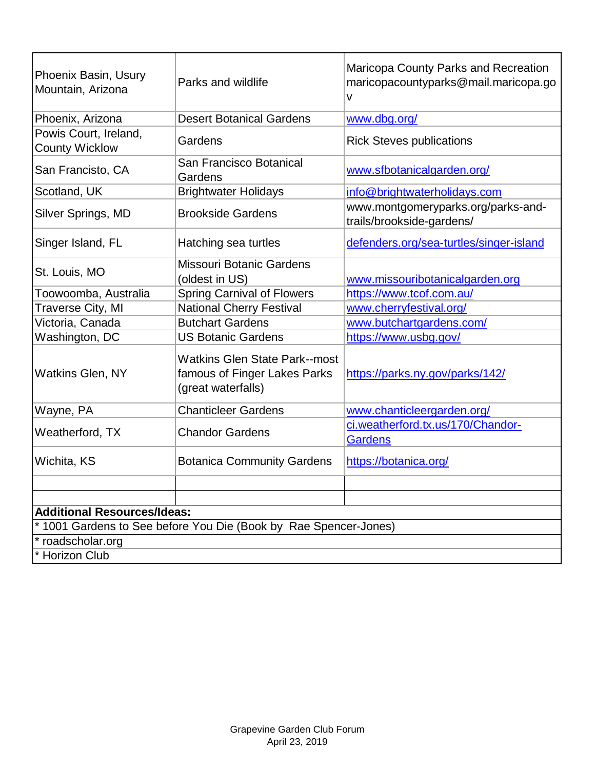| | | |
|---|---|---|
| Phoenix Basin, Usury Mountain, Arizona | Parks and wildlife | Maricopa County Parks and Recreation maricopacountyparks@mail.maricopa.gov |
| Phoenix, Arizona | Desert Botanical Gardens | www.dbg.org/ |
| Powis Court, Ireland, County Wicklow | Gardens | Rick Steves publications |
| San Francisto, CA | San Francisco Botanical Gardens | www.sfbotanicalgarden.org/ |
| Scotland, UK | Brightwater Holidays | info@brightwaterholidays.com |
| Silver Springs, MD | Brookside Gardens | www.montgomeryparks.org/parks-and-trails/brookside-gardens/ |
| Singer Island, FL | Hatching sea turtles | defenders.org/sea-turtles/singer-island |
| St. Louis, MO | Missouri Botanic Gardens (oldest in US) | www.missouribotanicalgarden.org |
| Toowoomba, Australia | Spring Carnival of Flowers | https://www.tcof.com.au/ |
| Traverse City, MI | National Cherry Festival | www.cherryfestival.org/ |
| Victoria, Canada | Butchart Gardens | www.butchartgardens.com/ |
| Washington, DC | US Botanic Gardens | https://www.usbg.gov/ |
| Watkins Glen, NY | Watkins Glen State Park--most famous of Finger Lakes Parks (great waterfalls) | https://parks.ny.gov/parks/142/ |
| Wayne, PA | Chanticleer Gardens | www.chanticleergarden.org/ |
| Weatherford, TX | Chandor Gardens | ci.weatherford.tx.us/170/Chandor-Gardens |
| Wichita, KS | Botanica Community Gardens | https://botanica.org/ |
| | | |
| | | |

**Additional Resources/Ideas:**

* 1001 Gardens to See before You Die (Book by Rae Spencer-Jones)
* roadscholar.org
* Horizon Club